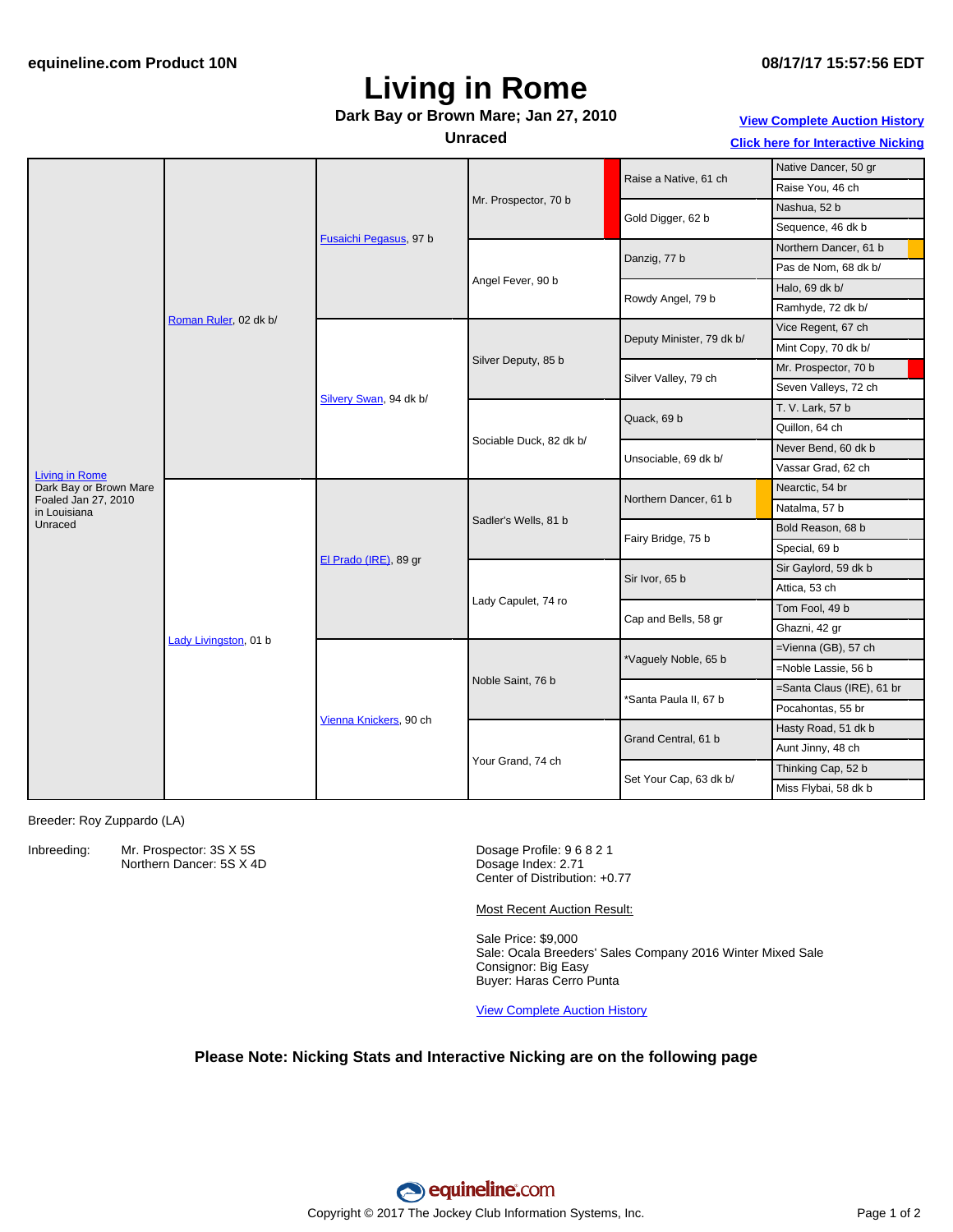equineline.com Product 10N

08/17/17 15:57:56 EDT

# Living in Rome

**Dark Bay or Brown Mare; Jan 27, 2010**

**Unraced**

[View Complete Auction History](#)

[Click here for Interactive Nicking](#)

| Horse | Parents | Grandparents | Great-Grandparents | 4th Generation | 5th Generation |
|---|---|---|---|---|---|
| Living in Rome<br>Dark Bay or Brown Mare<br>Foaled Jan 27, 2010<br>in Louisiana<br>Unraced | Roman Ruler, 02 dk b/ | Fusaichi Pegasus, 97 b | Mr. Prospector, 70 b | Raise a Native, 61 ch | Native Dancer, 50 gr |
| | | | | | Raise You, 46 ch |
| | | | | Gold Digger, 62 b | Nashua, 52 b |
| | | | | | Sequence, 46 dk b |
| | | | Angel Fever, 90 b | Danzig, 77 b | Northern Dancer, 61 b |
| | | | | | Pas de Nom, 68 dk b/ |
| | | | | Rowdy Angel, 79 b | Halo, 69 dk b/ |
| | | | | | Ramhyde, 72 dk b/ |
| | | Silvery Swan, 94 dk b/ | Silver Deputy, 85 b | Deputy Minister, 79 dk b/ | Vice Regent, 67 ch |
| | | | | | Mint Copy, 70 dk b/ |
| | | | | Silver Valley, 79 ch | Mr. Prospector, 70 b |
| | | | | | Seven Valleys, 72 ch |
| | | | Sociable Duck, 82 dk b/ | Quack, 69 b | T. V. Lark, 57 b |
| | | | | | Quillon, 64 ch |
| | | | | Unsociable, 69 dk b/ | Never Bend, 60 dk b |
| | | | | | Vassar Grad, 62 ch |
| | Lady Livingston, 01 b | El Prado (IRE), 89 gr | Sadler's Wells, 81 b | Northern Dancer, 61 b | Nearctic, 54 br |
| | | | | | Natalma, 57 b |
| | | | | Fairy Bridge, 75 b | Bold Reason, 68 b |
| | | | | | Special, 69 b |
| | | | Lady Capulet, 74 ro | Sir Ivor, 65 b | Sir Gaylord, 59 dk b |
| | | | | | Attica, 53 ch |
| | | | | Cap and Bells, 58 gr | Tom Fool, 49 b |
| | | | | | Ghazni, 42 gr |
| | | Vienna Knickers, 90 ch | Noble Saint, 76 b | *Vaguely Noble, 65 b | =Vienna (GB), 57 ch |
| | | | | | =Noble Lassie, 56 b |
| | | | | *Santa Paula II, 67 b | =Santa Claus (IRE), 61 br |
| | | | | | Pocahontas, 55 br |
| | | | Your Grand, 74 ch | Grand Central, 61 b | Hasty Road, 51 dk b |
| | | | | | Aunt Jinny, 48 ch |
| | | | | Set Your Cap, 63 dk b/ | Thinking Cap, 52 b |
| | | | | | Miss Flybai, 58 dk b |

Breeder: Roy Zuppardo (LA)

Inbreeding: Mr. Prospector: 3S X 5S
Northern Dancer: 5S X 4D

Dosage Profile: 9 6 8 2 1
Dosage Index: 2.71
Center of Distribution: +0.77

Most Recent Auction Result:

Sale Price: $9,000
Sale: Ocala Breeders' Sales Company 2016 Winter Mixed Sale
Consignor: Big Easy
Buyer: Haras Cerro Punta

[View Complete Auction History](#)

**Please Note: Nicking Stats and Interactive Nicking are on the following page**

equineline.com

Copyright © 2017 The Jockey Club Information Systems, Inc.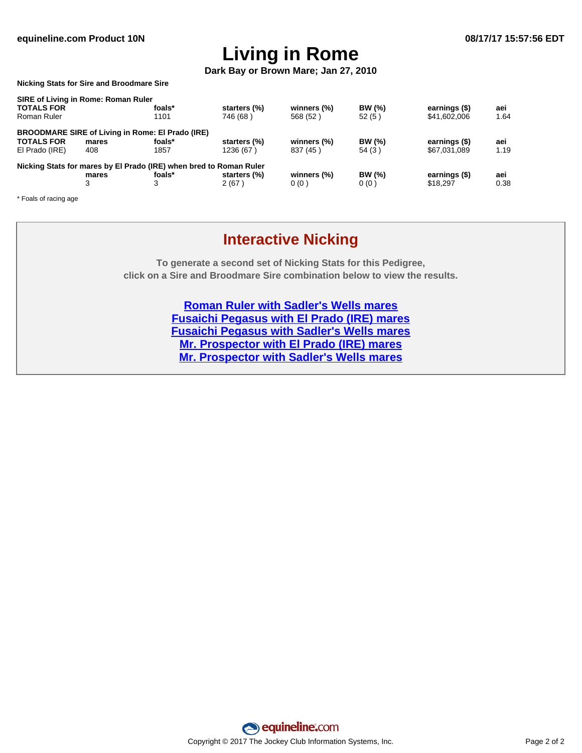# Living in Rome

**Dark Bay or Brown Mare; Jan 27, 2010**

**Nicking Stats for Sire and Broodmare Sire**

**SIRE of Living in Rome: Roman Ruler**

| TOTALS FOR | | foals* | starters (%) | winners (%) | BW (%) | earnings ($) | aei |
|---|---|---|---|---|---|---|---|
| Roman Ruler | | 1101 | 746 (68 ) | 568 (52 ) | 52 (5 ) | $41,602,006 | 1.64 |

**BROODMARE SIRE of Living in Rome: El Prado (IRE)**

| TOTALS FOR | mares | foals* | starters (%) | winners (%) | BW (%) | earnings ($) | aei |
|---|---|---|---|---|---|---|---|
| El Prado (IRE) | 408 | 1857 | 1236 (67 ) | 837 (45 ) | 54 (3 ) | $67,031,089 | 1.19 |

**Nicking Stats for mares by El Prado (IRE) when bred to Roman Ruler**

| | mares | foals* | starters (%) | winners (%) | BW (%) | earnings ($) | aei |
|---|---|---|---|---|---|---|---|
| | 3 | 3 | 2 (67 ) | 0 (0 ) | 0 (0 ) | $18,297 | 0.38 |

\* Foals of racing age

## Interactive Nicking

**To generate a second set of Nicking Stats for this Pedigree, click on a Sire and Broodmare Sire combination below to view the results.**

**Roman Ruler with Sadler's Wells mares**
**Fusaichi Pegasus with El Prado (IRE) mares**
**Fusaichi Pegasus with Sadler's Wells mares**
**Mr. Prospector with El Prado (IRE) mares**
**Mr. Prospector with Sadler's Wells mares**

Copyright © 2017 The Jockey Club Information Systems, Inc.